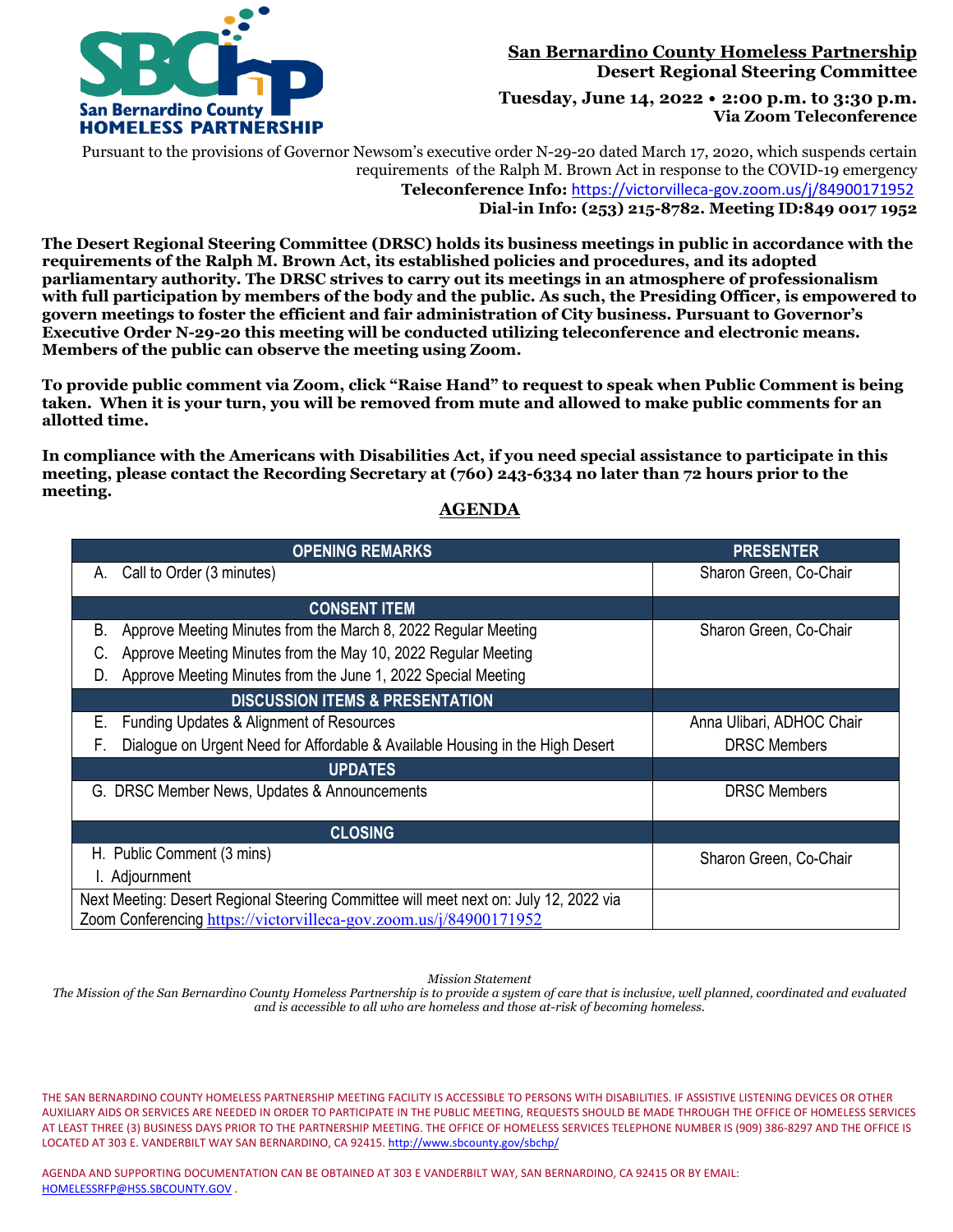**San Bernardino County Homeless Partnership**
**Desert Regional Steering Committee**

**Tuesday, June 14, 2022 • 2:00 p.m. to 3:30 p.m.**
**Via Zoom Teleconference**

Pursuant to the provisions of Governor Newsom's executive order N-29-20 dated March 17, 2020, which suspends certain requirements of the Ralph M. Brown Act in response to the COVID-19 emergency

**Teleconference Info:** https://victorvilleca-gov.zoom.us/j/84900171952
**Dial-in Info: (253) 215-8782. Meeting ID:849 0017 1952**

**The Desert Regional Steering Committee (DRSC) holds its business meetings in public in accordance with the requirements of the Ralph M. Brown Act, its established policies and procedures, and its adopted parliamentary authority. The DRSC strives to carry out its meetings in an atmosphere of professionalism with full participation by members of the body and the public. As such, the Presiding Officer, is empowered to govern meetings to foster the efficient and fair administration of City business. Pursuant to Governor's Executive Order N-29-20 this meeting will be conducted utilizing teleconference and electronic means. Members of the public can observe the meeting using Zoom.**

**To provide public comment via Zoom, click "Raise Hand" to request to speak when Public Comment is being taken. When it is your turn, you will be removed from mute and allowed to make public comments for an allotted time.**

**In compliance with the Americans with Disabilities Act, if you need special assistance to participate in this meeting, please contact the Recording Secretary at (760) 243-6334 no later than 72 hours prior to the meeting.**

## AGENDA

| OPENING REMARKS | PRESENTER |
|---|---|
| A. Call to Order (3 minutes) | Sharon Green, Co-Chair |
| **CONSENT ITEM** | |
| B. Approve Meeting Minutes from the March 8, 2022 Regular Meeting<br>C. Approve Meeting Minutes from the May 10, 2022 Regular Meeting<br>D. Approve Meeting Minutes from the June 1, 2022 Special Meeting | Sharon Green, Co-Chair |
| **DISCUSSION ITEMS & PRESENTATION** | |
| E. Funding Updates & Alignment of Resources | Anna Ulibari, ADHOC Chair |
| F. Dialogue on Urgent Need for Affordable & Available Housing in the High Desert | DRSC Members |
| **UPDATES** | |
| G. DRSC Member News, Updates & Announcements | DRSC Members |
| **CLOSING** | |
| H. Public Comment (3 mins)<br>I. Adjournment | Sharon Green, Co-Chair |
| Next Meeting: Desert Regional Steering Committee will meet next on: July 12, 2022 via Zoom Conferencing https://victorvilleca-gov.zoom.us/j/84900171952 | |

*Mission Statement*
*The Mission of the San Bernardino County Homeless Partnership is to provide a system of care that is inclusive, well planned, coordinated and evaluated and is accessible to all who are homeless and those at-risk of becoming homeless.*

THE SAN BERNARDINO COUNTY HOMELESS PARTNERSHIP MEETING FACILITY IS ACCESSIBLE TO PERSONS WITH DISABILITIES. IF ASSISTIVE LISTENING DEVICES OR OTHER AUXILIARY AIDS OR SERVICES ARE NEEDED IN ORDER TO PARTICIPATE IN THE PUBLIC MEETING, REQUESTS SHOULD BE MADE THROUGH THE OFFICE OF HOMELESS SERVICES AT LEAST THREE (3) BUSINESS DAYS PRIOR TO THE PARTNERSHIP MEETING. THE OFFICE OF HOMELESS SERVICES TELEPHONE NUMBER IS (909) 386-8297 AND THE OFFICE IS LOCATED AT 303 E. VANDERBILT WAY SAN BERNARDINO, CA 92415. http://www.sbcounty.gov/sbchp/

AGENDA AND SUPPORTING DOCUMENTATION CAN BE OBTAINED AT 303 E VANDERBILT WAY, SAN BERNARDINO, CA 92415 OR BY EMAIL: HOMELESSRFP@HSS.SBCOUNTY.GOV .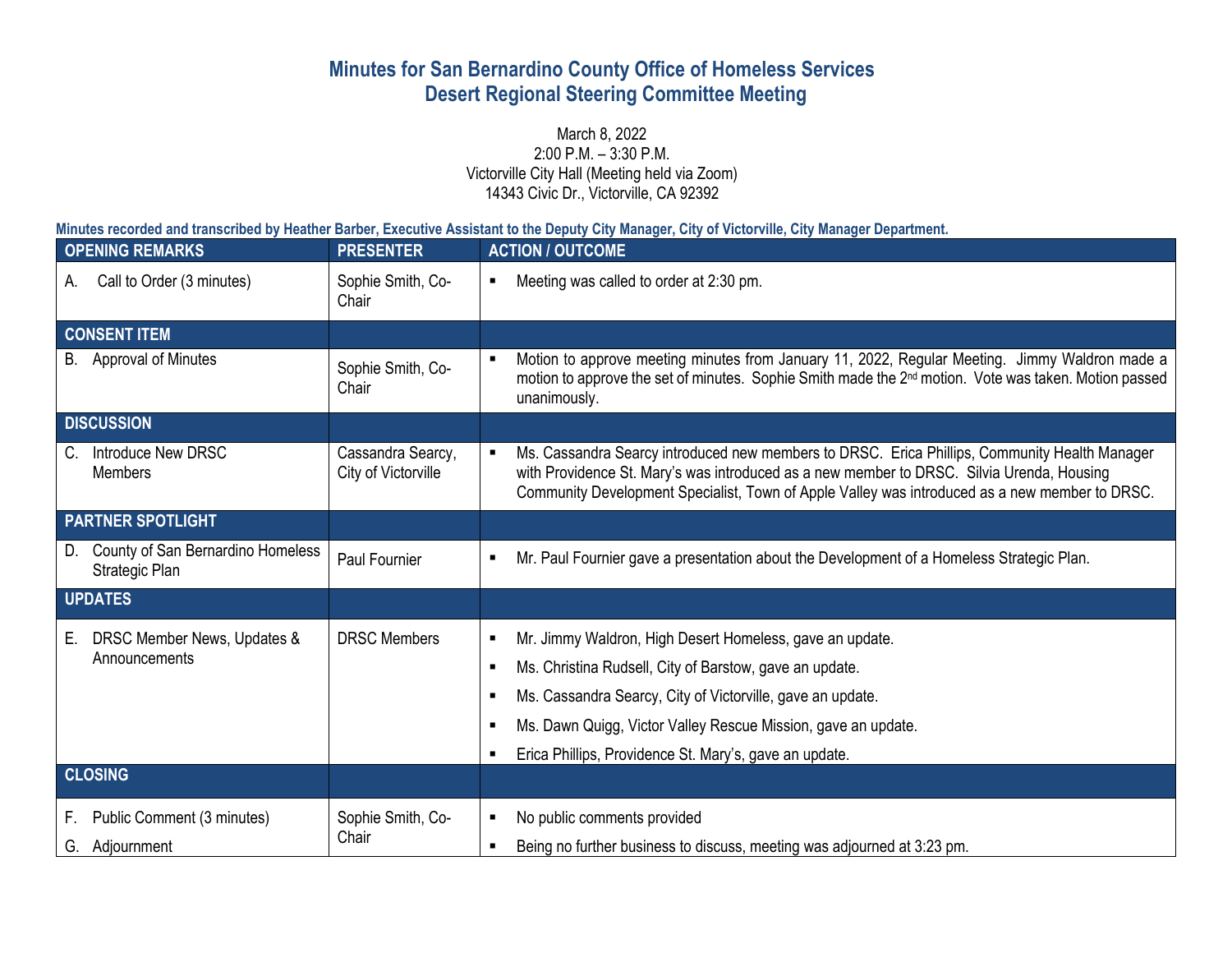# Minutes for San Bernardino County Office of Homeless Services
# Desert Regional Steering Committee Meeting

March 8, 2022
2:00 P.M. – 3:30 P.M.
Victorville City Hall (Meeting held via Zoom)
14343 Civic Dr., Victorville, CA 92392

**Minutes recorded and transcribed by Heather Barber, Executive Assistant to the Deputy City Manager, City of Victorville, City Manager Department.**

| OPENING REMARKS | PRESENTER | ACTION / OUTCOME |
|---|---|---|
| A. Call to Order (3 minutes) | Sophie Smith, Co-Chair | ▪ Meeting was called to order at 2:30 pm. |
| **CONSENT ITEM** | | |
| B. Approval of Minutes | Sophie Smith, Co-Chair | ▪ Motion to approve meeting minutes from January 11, 2022, Regular Meeting. Jimmy Waldron made a motion to approve the set of minutes. Sophie Smith made the 2nd motion. Vote was taken. Motion passed unanimously. |
| **DISCUSSION** | | |
| C. Introduce New DRSC Members | Cassandra Searcy, City of Victorville | ▪ Ms. Cassandra Searcy introduced new members to DRSC. Erica Phillips, Community Health Manager with Providence St. Mary's was introduced as a new member to DRSC. Silvia Urenda, Housing Community Development Specialist, Town of Apple Valley was introduced as a new member to DRSC. |
| **PARTNER SPOTLIGHT** | | |
| D. County of San Bernardino Homeless Strategic Plan | Paul Fournier | ▪ Mr. Paul Fournier gave a presentation about the Development of a Homeless Strategic Plan. |
| **UPDATES** | | |
| E. DRSC Member News, Updates & Announcements | DRSC Members | ▪ Mr. Jimmy Waldron, High Desert Homeless, gave an update.<br>▪ Ms. Christina Rudsell, City of Barstow, gave an update.<br>▪ Ms. Cassandra Searcy, City of Victorville, gave an update.<br>▪ Ms. Dawn Quigg, Victor Valley Rescue Mission, gave an update.<br>▪ Erica Phillips, Providence St. Mary's, gave an update. |
| **CLOSING** | | |
| F. Public Comment (3 minutes)<br>G. Adjournment | Sophie Smith, Co-Chair | ▪ No public comments provided<br>▪ Being no further business to discuss, meeting was adjourned at 3:23 pm. |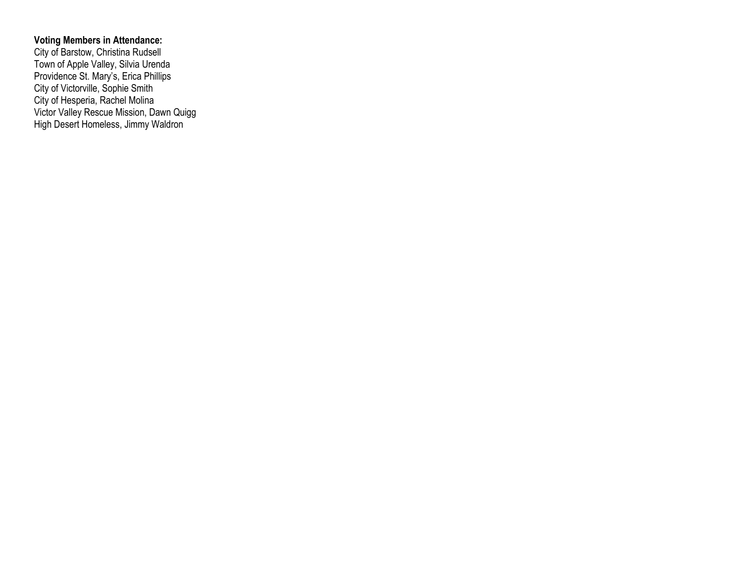**Voting Members in Attendance:**
City of Barstow, Christina Rudsell
Town of Apple Valley, Silvia Urenda
Providence St. Mary's, Erica Phillips
City of Victorville, Sophie Smith
City of Hesperia, Rachel Molina
Victor Valley Rescue Mission, Dawn Quigg
High Desert Homeless, Jimmy Waldron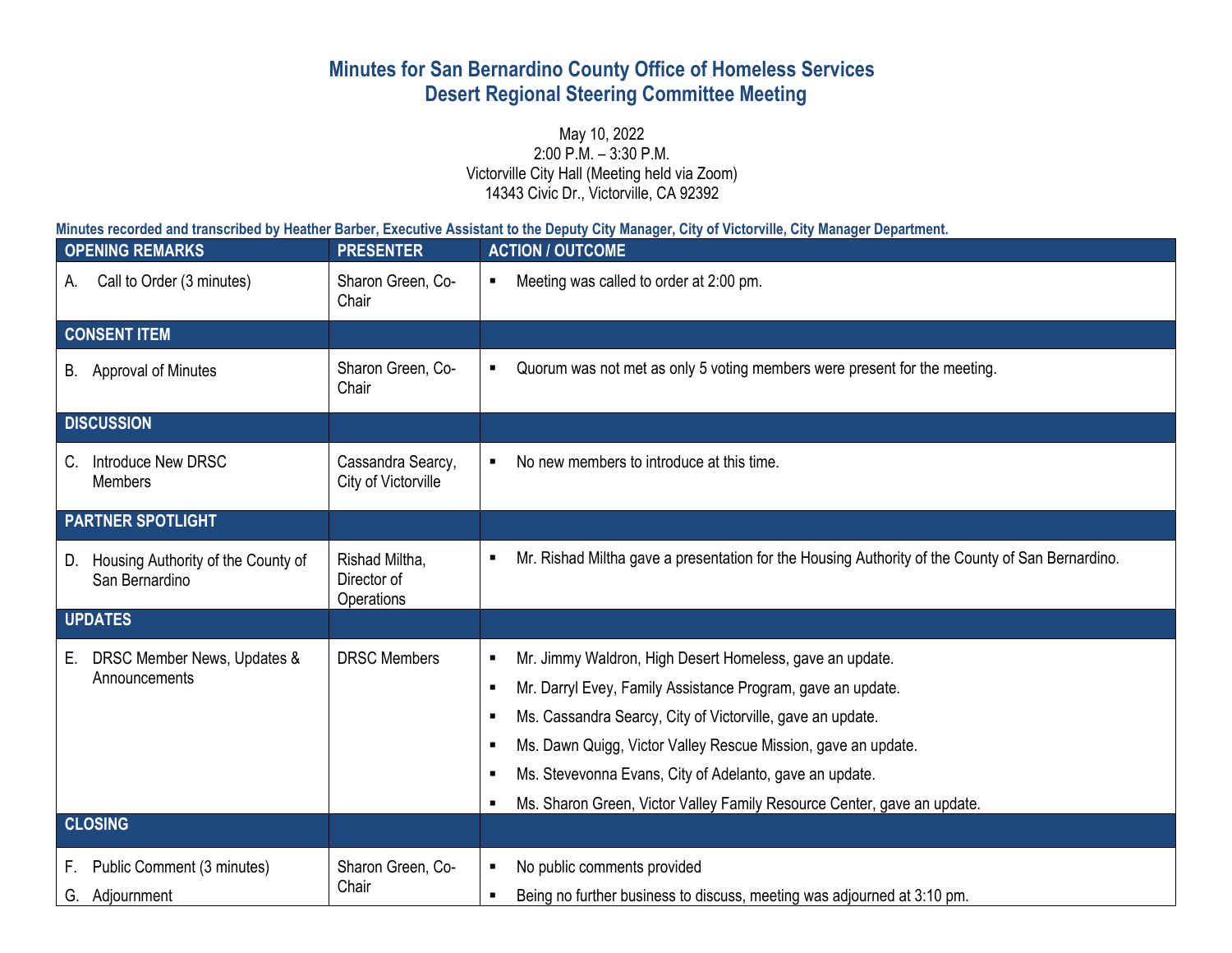# Minutes for San Bernardino County Office of Homeless Services
## Desert Regional Steering Committee Meeting

May 10, 2022
2:00 P.M. – 3:30 P.M.
Victorville City Hall (Meeting held via Zoom)
14343 Civic Dr., Victorville, CA 92392

**Minutes recorded and transcribed by Heather Barber, Executive Assistant to the Deputy City Manager, City of Victorville, City Manager Department.**

| OPENING REMARKS | PRESENTER | ACTION / OUTCOME |
|---|---|---|
| A. Call to Order (3 minutes) | Sharon Green, Co-Chair | ▪ Meeting was called to order at 2:00 pm. |
| **CONSENT ITEM** | | |
| B. Approval of Minutes | Sharon Green, Co-Chair | ▪ Quorum was not met as only 5 voting members were present for the meeting. |
| **DISCUSSION** | | |
| C. Introduce New DRSC Members | Cassandra Searcy, City of Victorville | ▪ No new members to introduce at this time. |
| **PARTNER SPOTLIGHT** | | |
| D. Housing Authority of the County of San Bernardino | Rishad Miltha, Director of Operations | ▪ Mr. Rishad Miltha gave a presentation for the Housing Authority of the County of San Bernardino. |
| **UPDATES** | | |
| E. DRSC Member News, Updates & Announcements | DRSC Members | ▪ Mr. Jimmy Waldron, High Desert Homeless, gave an update.<br>▪ Mr. Darryl Evey, Family Assistance Program, gave an update.<br>▪ Ms. Cassandra Searcy, City of Victorville, gave an update.<br>▪ Ms. Dawn Quigg, Victor Valley Rescue Mission, gave an update.<br>▪ Ms. Stevevonna Evans, City of Adelanto, gave an update.<br>▪ Ms. Sharon Green, Victor Valley Family Resource Center, gave an update. |
| **CLOSING** | | |
| F. Public Comment (3 minutes)<br>G. Adjournment | Sharon Green, Co-Chair | ▪ No public comments provided<br>▪ Being no further business to discuss, meeting was adjourned at 3:10 pm. |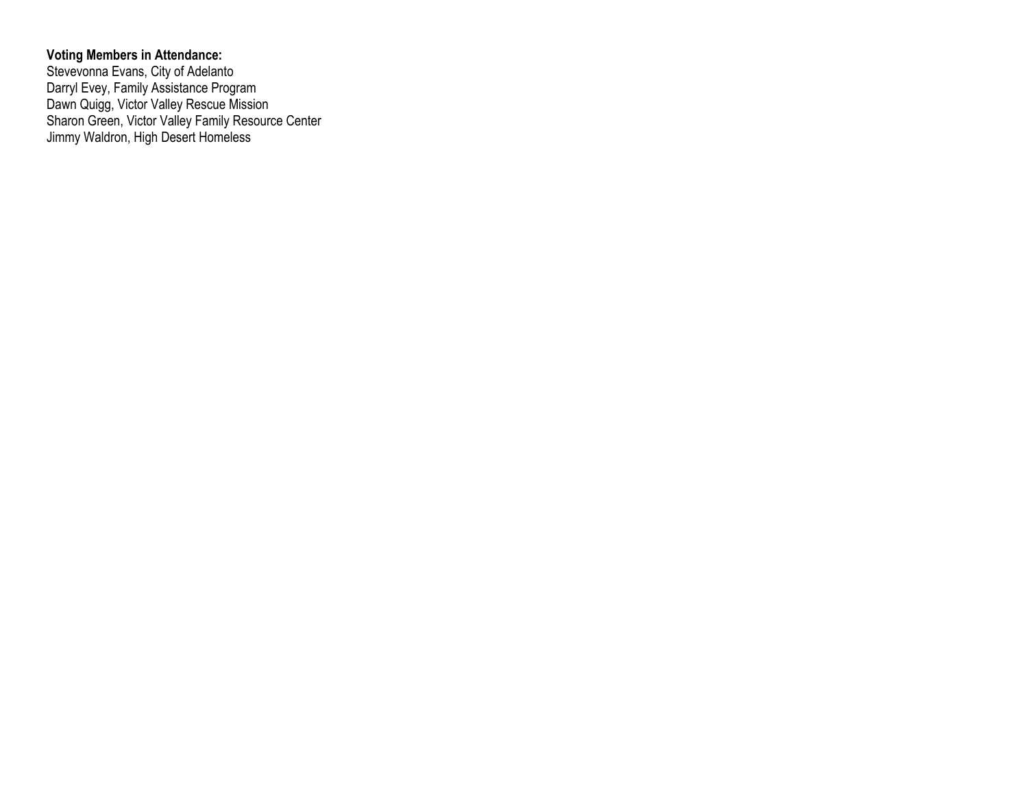**Voting Members in Attendance:**
Stevevonna Evans, City of Adelanto
Darryl Evey, Family Assistance Program
Dawn Quigg, Victor Valley Rescue Mission
Sharon Green, Victor Valley Family Resource Center
Jimmy Waldron, High Desert Homeless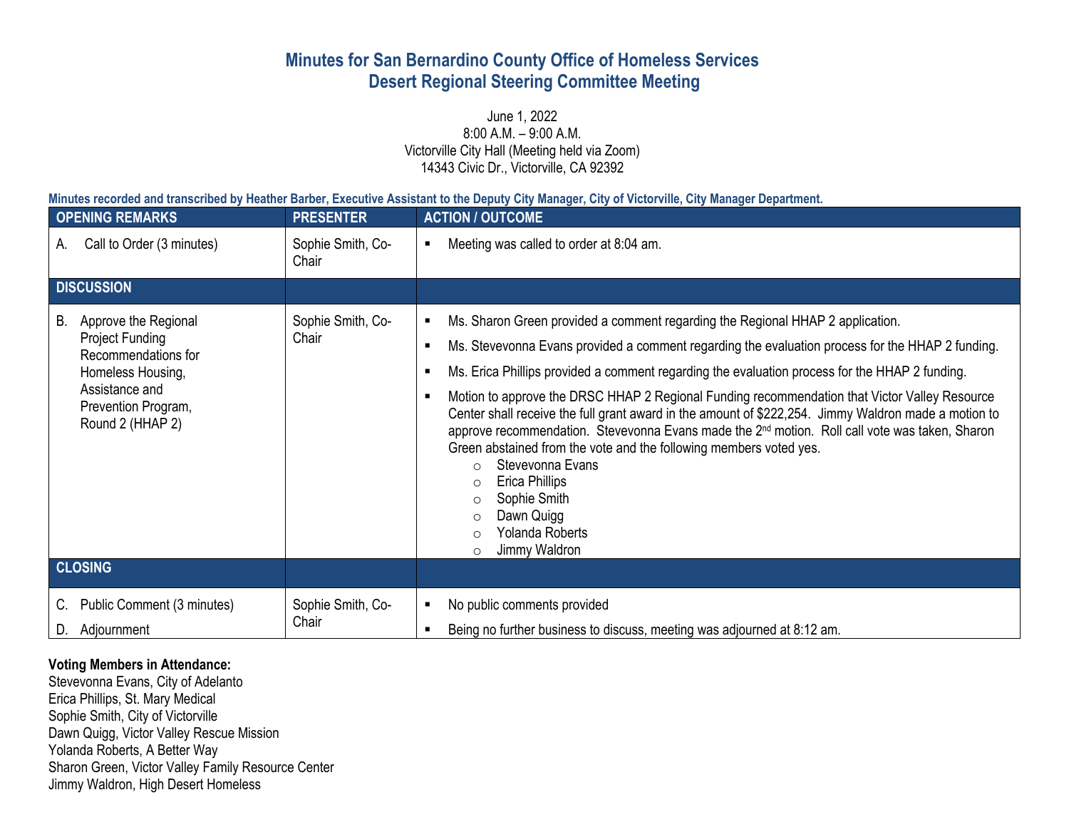# Minutes for San Bernardino County Office of Homeless Services
# Desert Regional Steering Committee Meeting

June 1, 2022
8:00 A.M. – 9:00 A.M.
Victorville City Hall (Meeting held via Zoom)
14343 Civic Dr., Victorville, CA 92392

**Minutes recorded and transcribed by Heather Barber, Executive Assistant to the Deputy City Manager, City of Victorville, City Manager Department.**

| OPENING REMARKS | PRESENTER | ACTION / OUTCOME |
|---|---|---|
| A. Call to Order (3 minutes) | Sophie Smith, Co-Chair | ▪ Meeting was called to order at 8:04 am. |
| **DISCUSSION** | | |
| B. Approve the Regional Project Funding Recommendations for Homeless Housing, Assistance and Prevention Program, Round 2 (HHAP 2) | Sophie Smith, Co-Chair | ▪ Ms. Sharon Green provided a comment regarding the Regional HHAP 2 application.<br>▪ Ms. Stevevonna Evans provided a comment regarding the evaluation process for the HHAP 2 funding.<br>▪ Ms. Erica Phillips provided a comment regarding the evaluation process for the HHAP 2 funding.<br>▪ Motion to approve the DRSC HHAP 2 Regional Funding recommendation that Victor Valley Resource Center shall receive the full grant award in the amount of $222,254. Jimmy Waldron made a motion to approve recommendation. Stevevonna Evans made the 2nd motion. Roll call vote was taken, Sharon Green abstained from the vote and the following members voted yes.<br>o Stevevonna Evans<br>o Erica Phillips<br>o Sophie Smith<br>o Dawn Quigg<br>o Yolanda Roberts<br>o Jimmy Waldron |
| **CLOSING** | | |
| C. Public Comment (3 minutes)<br>D. Adjournment | Sophie Smith, Co-Chair | ▪ No public comments provided<br>▪ Being no further business to discuss, meeting was adjourned at 8:12 am. |

**Voting Members in Attendance:**
Stevevonna Evans, City of Adelanto
Erica Phillips, St. Mary Medical
Sophie Smith, City of Victorville
Dawn Quigg, Victor Valley Rescue Mission
Yolanda Roberts, A Better Way
Sharon Green, Victor Valley Family Resource Center
Jimmy Waldron, High Desert Homeless